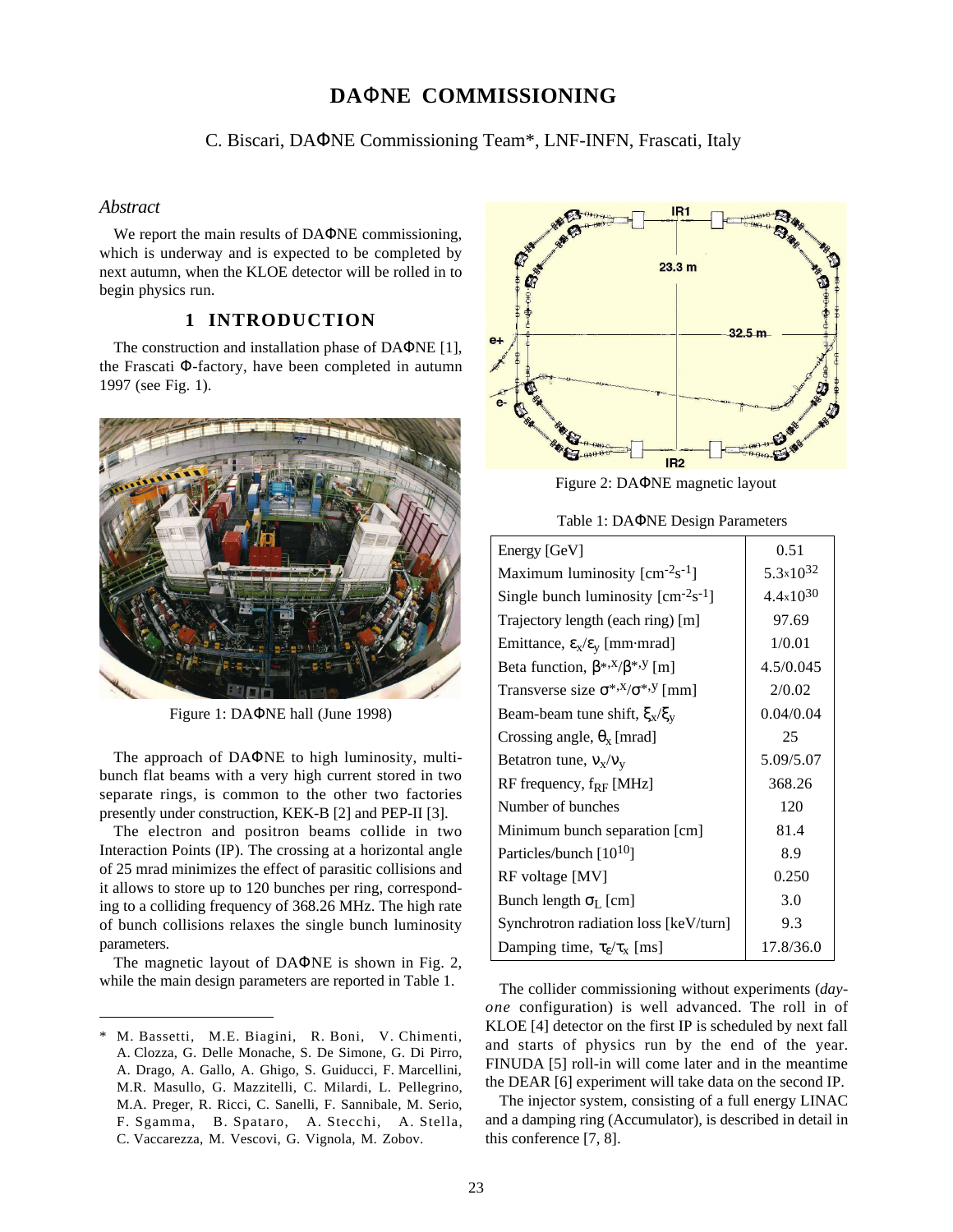# DAΦNE COMMISSIONING

C. Biscari, DAΦNE Commissioning Team*, LNF-INFN, Frascati, Italy

## *Abstract*

We report the main results of DAΦNE commissioning, which is underway and is expected to be completed by next autumn, when the KLOE detector will be rolled in to begin physics run.

## 1 INTRODUCTION

The construction and installation phase of DAΦNE [1], the Frascati Φ-factory, have been completed in autumn 1997 (see Fig. 1).

Figure 1: DAΦNE hall (June 1998)

The approach of DAΦNE to high luminosity, multi-bunch flat beams with a very high current stored in two separate rings, is common to the other two factories presently under construction, KEK-B [2] and PEP-II [3].

The electron and positron beams collide in two Interaction Points (IP). The crossing at a horizontal angle of 25 mrad minimizes the effect of parasitic collisions and it allows to store up to 120 bunches per ring, corresponding to a colliding frequency of 368.26 MHz. The high rate of bunch collisions relaxes the single bunch luminosity parameters.

The magnetic layout of DAΦNE is shown in Fig. 2, while the main design parameters are reported in Table 1.

Figure 2: DAΦNE magnetic layout

Table 1: DAΦNE Design Parameters

| | |
|---|---|
| Energy [GeV] | 0.51 |
| Maximum luminosity [$cm^{-2}s^{-1}$] | $5.3 \times 10^{32}$ |
| Single bunch luminosity [$cm^{-2}s^{-1}$] | $4.4 \times 10^{30}$ |
| Trajectory length (each ring) [m] | 97.69 |
| Emittance, $\varepsilon_x/\varepsilon_y$ [mm·mrad] | 1/0.01 |
| Beta function, $\beta^{*,x}/\beta^{*,y}$ [m] | 4.5/0.045 |
| Transverse size $\sigma^{*,x}/\sigma^{*,y}$ [mm] | 2/0.02 |
| Beam-beam tune shift, $\xi_x/\xi_y$ | 0.04/0.04 |
| Crossing angle, $\theta_x$ [mrad] | 25 |
| Betatron tune, $\nu_x/\nu_y$ | 5.09/5.07 |
| RF frequency, $f_{RF}$ [MHz] | 368.26 |
| Number of bunches | 120 |
| Minimum bunch separation [cm] | 81.4 |
| Particles/bunch [$10^{10}$] | 8.9 |
| RF voltage [MV] | 0.250 |
| Bunch length $\sigma_L$ [cm] | 3.0 |
| Synchrotron radiation loss [keV/turn] | 9.3 |
| Damping time, $\tau_\varepsilon/\tau_x$ [ms] | 17.8/36.0 |

The collider commissioning without experiments (*day-one* configuration) is well advanced. The roll in of KLOE [4] detector on the first IP is scheduled by next fall and starts of physics run by the end of the year. FINUDA [5] roll-in will come later and in the meantime the DEAR [6] experiment will take data on the second IP.

The injector system, consisting of a full energy LINAC and a damping ring (Accumulator), is described in detail in this conference [7, 8].

---

\* M. Bassetti, M.E. Biagini, R. Boni, V. Chimenti, A. Clozza, G. Delle Monache, S. De Simone, G. Di Pirro, A. Drago, A. Gallo, A. Ghigo, S. Guiducci, F. Marcellini, M.R. Masullo, G. Mazzitelli, C. Milardi, L. Pellegrino, M.A. Preger, R. Ricci, C. Sanelli, F. Sannibale, M. Serio, F. Sgamma, B. Spataro, A. Stecchi, A. Stella, C. Vaccarezza, M. Vescovi, G. Vignola, M. Zobov.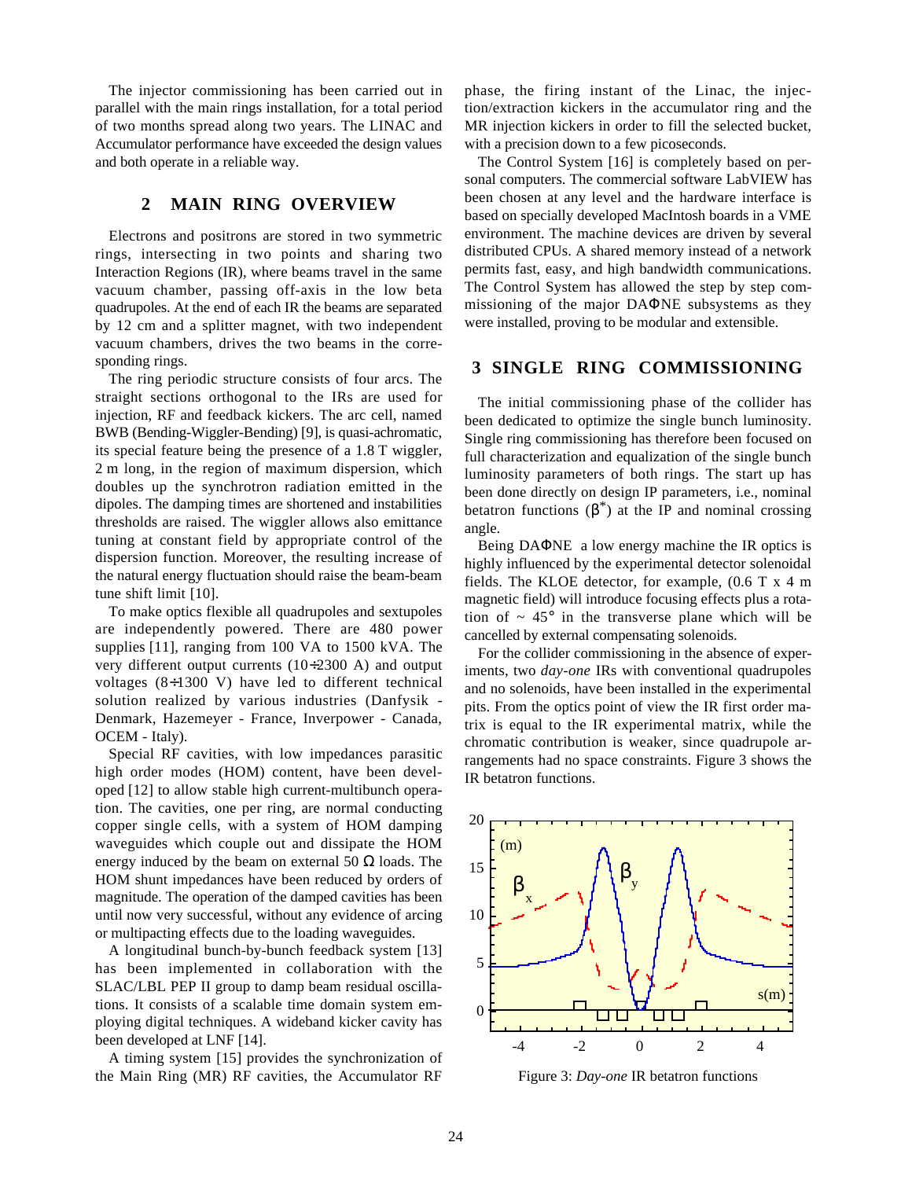The injector commissioning has been carried out in parallel with the main rings installation, for a total period of two months spread along two years. The LINAC and Accumulator performance have exceeded the design values and both operate in a reliable way.

## 2 MAIN RING OVERVIEW

Electrons and positrons are stored in two symmetric rings, intersecting in two points and sharing two Interaction Regions (IR), where beams travel in the same vacuum chamber, passing off-axis in the low beta quadrupoles. At the end of each IR the beams are separated by 12 cm and a splitter magnet, with two independent vacuum chambers, drives the two beams in the corresponding rings.

The ring periodic structure consists of four arcs. The straight sections orthogonal to the IRs are used for injection, RF and feedback kickers. The arc cell, named BWB (Bending-Wiggler-Bending) [9], is quasi-achromatic, its special feature being the presence of a 1.8 T wiggler, 2 m long, in the region of maximum dispersion, which doubles up the synchrotron radiation emitted in the dipoles. The damping times are shortened and instabilities thresholds are raised. The wiggler allows also emittance tuning at constant field by appropriate control of the dispersion function. Moreover, the resulting increase of the natural energy fluctuation should raise the beam-beam tune shift limit [10].

To make optics flexible all quadrupoles and sextupoles are independently powered. There are 480 power supplies [11], ranging from 100 VA to 1500 kVA. The very different output currents (10÷2300 A) and output voltages (8÷1300 V) have led to different technical solution realized by various industries (Danfysik - Denmark, Hazemeyer - France, Inverpower - Canada, OCEM - Italy).

Special RF cavities, with low impedances parasitic high order modes (HOM) content, have been developed [12] to allow stable high current-multibunch operation. The cavities, one per ring, are normal conducting copper single cells, with a system of HOM damping waveguides which couple out and dissipate the HOM energy induced by the beam on external 50 Ω loads. The HOM shunt impedances have been reduced by orders of magnitude. The operation of the damped cavities has been until now very successful, without any evidence of arcing or multipacting effects due to the loading waveguides.

A longitudinal bunch-by-bunch feedback system [13] has been implemented in collaboration with the SLAC/LBL PEP II group to damp beam residual oscillations. It consists of a scalable time domain system employing digital techniques. A wideband kicker cavity has been developed at LNF [14].

A timing system [15] provides the synchronization of the Main Ring (MR) RF cavities, the Accumulator RF phase, the firing instant of the Linac, the injection/extraction kickers in the accumulator ring and the MR injection kickers in order to fill the selected bucket, with a precision down to a few picoseconds.

The Control System [16] is completely based on personal computers. The commercial software LabVIEW has been chosen at any level and the hardware interface is based on specially developed MacIntosh boards in a VME environment. The machine devices are driven by several distributed CPUs. A shared memory instead of a network permits fast, easy, and high bandwidth communications. The Control System has allowed the step by step commissioning of the major DAΦNE subsystems as they were installed, proving to be modular and extensible.

## 3 SINGLE RING COMMISSIONING

The initial commissioning phase of the collider has been dedicated to optimize the single bunch luminosity. Single ring commissioning has therefore been focused on full characterization and equalization of the single bunch luminosity parameters of both rings. The start up has been done directly on design IP parameters, i.e., nominal betatron functions ($\beta^*$) at the IP and nominal crossing angle.

Being DAΦNE a low energy machine the IR optics is highly influenced by the experimental detector solenoidal fields. The KLOE detector, for example, (0.6 T x 4 m magnetic field) will introduce focusing effects plus a rotation of ~ 45° in the transverse plane which will be cancelled by external compensating solenoids.

For the collider commissioning in the absence of experiments, two *day-one* IRs with conventional quadrupoles and no solenoids, have been installed in the experimental pits. From the optics point of view the IR first order matrix is equal to the IR experimental matrix, while the chromatic contribution is weaker, since quadrupole arrangements had no space constraints. Figure 3 shows the IR betatron functions.

Figure 3: *Day-one* IR betatron functions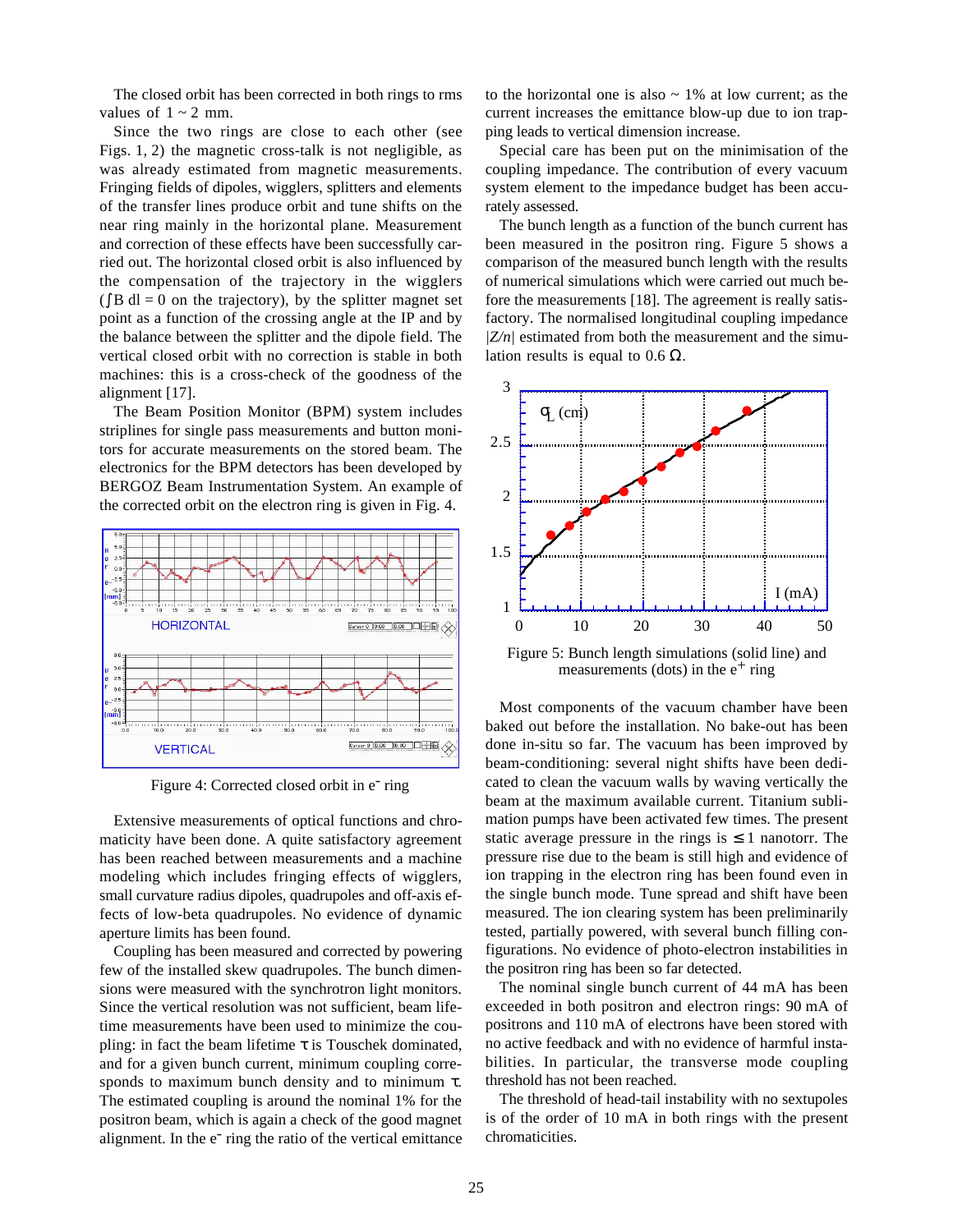The closed orbit has been corrected in both rings to rms values of 1 ~ 2 mm.

Since the two rings are close to each other (see Figs. 1, 2) the magnetic cross-talk is not negligible, as was already estimated from magnetic measurements. Fringing fields of dipoles, wigglers, splitters and elements of the transfer lines produce orbit and tune shifts on the near ring mainly in the horizontal plane. Measurement and correction of these effects have been successfully carried out. The horizontal closed orbit is also influenced by the compensation of the trajectory in the wigglers ($\int B\, dl = 0$ on the trajectory), by the splitter magnet set point as a function of the crossing angle at the IP and by the balance between the splitter and the dipole field. The vertical closed orbit with no correction is stable in both machines: this is a cross-check of the goodness of the alignment [17].

The Beam Position Monitor (BPM) system includes striplines for single pass measurements and button monitors for accurate measurements on the stored beam. The electronics for the BPM detectors has been developed by BERGOZ Beam Instrumentation System. An example of the corrected orbit on the electron ring is given in Fig. 4.

Figure 4: Corrected closed orbit in e$^-$ ring

Extensive measurements of optical functions and chromaticity have been done. A quite satisfactory agreement has been reached between measurements and a machine modeling which includes fringing effects of wigglers, small curvature radius dipoles, quadrupoles and off-axis effects of low-beta quadrupoles. No evidence of dynamic aperture limits has been found.

Coupling has been measured and corrected by powering few of the installed skew quadrupoles. The bunch dimensions were measured with the synchrotron light monitors. Since the vertical resolution was not sufficient, beam lifetime measurements have been used to minimize the coupling: in fact the beam lifetime $\tau$ is Touschek dominated, and for a given bunch current, minimum coupling corresponds to maximum bunch density and to minimum $\tau$. The estimated coupling is around the nominal 1% for the positron beam, which is again a check of the good magnet alignment. In the e$^-$ ring the ratio of the vertical emittance to the horizontal one is also ~ 1% at low current; as the current increases the emittance blow-up due to ion trapping leads to vertical dimension increase.

Special care has been put on the minimisation of the coupling impedance. The contribution of every vacuum system element to the impedance budget has been accurately assessed.

The bunch length as a function of the bunch current has been measured in the positron ring. Figure 5 shows a comparison of the measured bunch length with the results of numerical simulations which were carried out much before the measurements [18]. The agreement is really satisfactory. The normalised longitudinal coupling impedance $|Z/n|$ estimated from both the measurement and the simulation results is equal to 0.6 $\Omega$.

Figure 5: Bunch length simulations (solid line) and measurements (dots) in the e$^+$ ring

Most components of the vacuum chamber have been baked out before the installation. No bake-out has been done in-situ so far. The vacuum has been improved by beam-conditioning: several night shifts have been dedicated to clean the vacuum walls by waving vertically the beam at the maximum available current. Titanium sublimation pumps have been activated few times. The present static average pressure in the rings is $\leq 1$ nanotorr. The pressure rise due to the beam is still high and evidence of ion trapping in the electron ring has been found even in the single bunch mode. Tune spread and shift have been measured. The ion clearing system has been preliminarily tested, partially powered, with several bunch filling configurations. No evidence of photo-electron instabilities in the positron ring has been so far detected.

The nominal single bunch current of 44 mA has been exceeded in both positron and electron rings: 90 mA of positrons and 110 mA of electrons have been stored with no active feedback and with no evidence of harmful instabilities. In particular, the transverse mode coupling threshold has not been reached.

The threshold of head-tail instability with no sextupoles is of the order of 10 mA in both rings with the present chromaticities.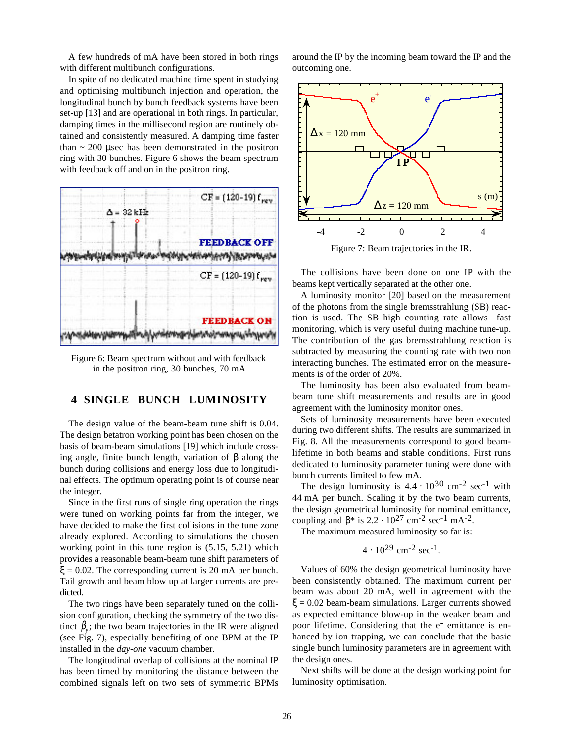A few hundreds of mA have been stored in both rings with different multibunch configurations.

In spite of no dedicated machine time spent in studying and optimising multibunch injection and operation, the longitudinal bunch by bunch feedback systems have been set-up [13] and are operational in both rings. In particular, damping times in the millisecond region are routinely obtained and consistently measured. A damping time faster than ~ 200 μsec has been demonstrated in the positron ring with 30 bunches. Figure 6 shows the beam spectrum with feedback off and on in the positron ring.

Figure 6: Beam spectrum without and with feedback in the positron ring, 30 bunches, 70 mA

## 4 SINGLE BUNCH LUMINOSITY

The design value of the beam-beam tune shift is 0.04. The design betatron working point has been chosen on the basis of beam-beam simulations [19] which include crossing angle, finite bunch length, variation of β along the bunch during collisions and energy loss due to longitudinal effects. The optimum operating point is of course near the integer.

Since in the first runs of single ring operation the rings were tuned on working points far from the integer, we have decided to make the first collisions in the tune zone already explored. According to simulations the chosen working point in this tune region is (5.15, 5.21) which provides a reasonable beam-beam tune shift parameters of $\xi = 0.02$. The corresponding current is 20 mA per bunch. Tail growth and beam blow up at larger currents are predicted.

The two rings have been separately tuned on the collision configuration, checking the symmetry of the two distinct $\beta_y$; the two beam trajectories in the IR were aligned (see Fig. 7), especially benefiting of one BPM at the IP installed in the *day-one* vacuum chamber.

The longitudinal overlap of collisions at the nominal IP has been timed by monitoring the distance between the combined signals left on two sets of symmetric BPMs around the IP by the incoming beam toward the IP and the outcoming one.

Figure 7: Beam trajectories in the IR.

The collisions have been done on one IP with the beams kept vertically separated at the other one.

A luminosity monitor [20] based on the measurement of the photons from the single bremsstrahlung (SB) reaction is used. The SB high counting rate allows fast monitoring, which is very useful during machine tune-up. The contribution of the gas bremsstrahlung reaction is subtracted by measuring the counting rate with two non interacting bunches. The estimated error on the measurements is of the order of 20%.

The luminosity has been also evaluated from beam-beam tune shift measurements and results are in good agreement with the luminosity monitor ones.

Sets of luminosity measurements have been executed during two different shifts. The results are summarized in Fig. 8. All the measurements correspond to good beam-lifetime in both beams and stable conditions. First runs dedicated to luminosity parameter tuning were done with bunch currents limited to few mA.

The design luminosity is $4.4 \cdot 10^{30}$ cm$^{-2}$ sec$^{-1}$ with 44 mA per bunch. Scaling it by the two beam currents, the design geometrical luminosity for nominal emittance, coupling and β* is $2.2 \cdot 10^{27}$ cm$^{-2}$ sec$^{-1}$ mA$^{-2}$.

The maximum measured luminosity so far is:

$$4 \cdot 10^{29} \text{ cm}^{-2} \text{ sec}^{-1}.$$

Values of 60% the design geometrical luminosity have been consistently obtained. The maximum current per beam was about 20 mA, well in agreement with the $\xi = 0.02$ beam-beam simulations. Larger currents showed as expected emittance blow-up in the weaker beam and poor lifetime. Considering that the $e^-$ emittance is enhanced by ion trapping, we can conclude that the basic single bunch luminosity parameters are in agreement with the design ones.

Next shifts will be done at the design working point for luminosity optimisation.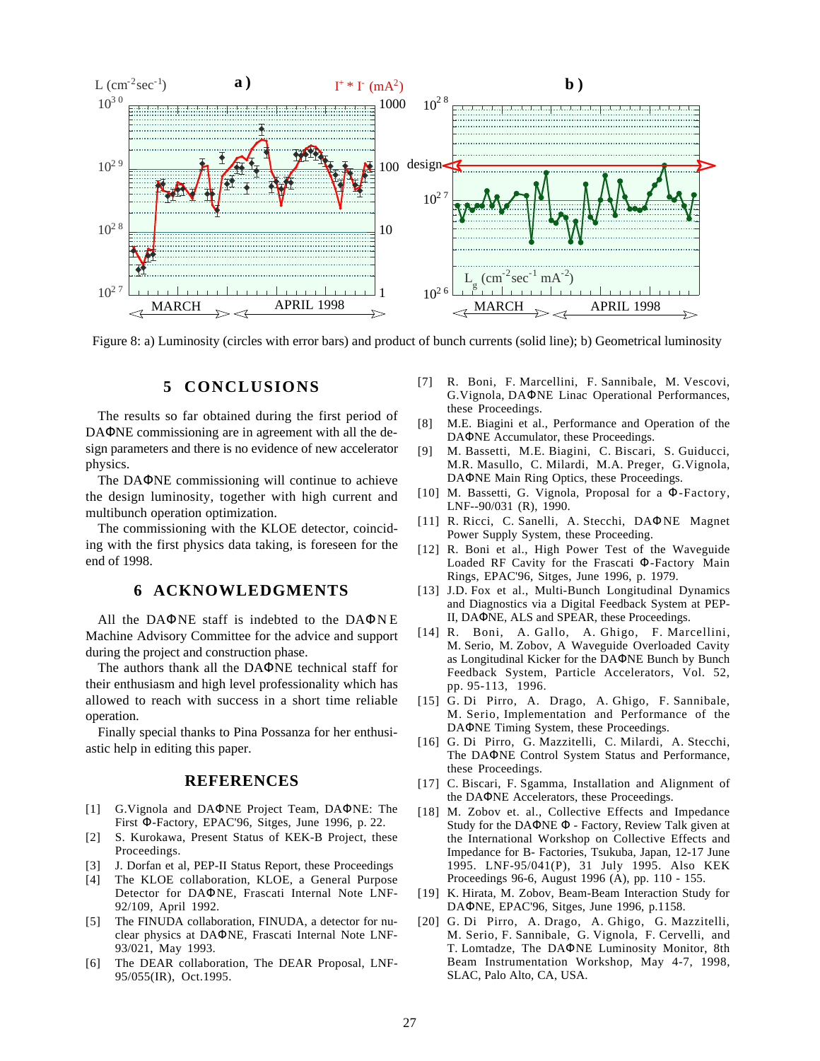L (cm$^{-2}$sec$^{-1}$)

a )

$I^+ * I^-$ (mA$^2$)

$10^{30}$

1000

$10^{29}$

100

$10^{28}$

10

$10^{27}$

1

MARCH

APRIL 1998

b )

$10^{28}$

design

$10^{27}$

$10^{26}$

$L_g$ (cm$^{-2}$sec$^{-1}$ mA$^{-2}$)

MARCH

APRIL 1998

Figure 8: a) Luminosity (circles with error bars) and product of bunch currents (solid line); b) Geometrical luminosity

## 5 CONCLUSIONS

The results so far obtained during the first period of DAΦNE commissioning are in agreement with all the design parameters and there is no evidence of new accelerator physics.

The DAΦNE commissioning will continue to achieve the design luminosity, together with high current and multibunch operation optimization.

The commissioning with the KLOE detector, coinciding with the first physics data taking, is foreseen for the end of 1998.

## 6 ACKNOWLEDGMENTS

All the DAΦNE staff is indebted to the DAΦNE Machine Advisory Committee for the advice and support during the project and construction phase.

The authors thank all the DAΦNE technical staff for their enthusiasm and high level professionality which has allowed to reach with success in a short time reliable operation.

Finally special thanks to Pina Possanza for her enthusiastic help in editing this paper.

## REFERENCES

[1] G.Vignola and DAΦNE Project Team, DAΦNE: The First Φ-Factory, EPAC'96, Sitges, June 1996, p. 22.

[2] S. Kurokawa, Present Status of KEK-B Project, these Proceedings.

[3] J. Dorfan et al, PEP-II Status Report, these Proceedings

[4] The KLOE collaboration, KLOE, a General Purpose Detector for DAΦNE, Frascati Internal Note LNF-92/109, April 1992.

[5] The FINUDA collaboration, FINUDA, a detector for nuclear physics at DAΦNE, Frascati Internal Note LNF-93/021, May 1993.

[6] The DEAR collaboration, The DEAR Proposal, LNF-95/055(IR), Oct.1995.

[7] R. Boni, F. Marcellini, F. Sannibale, M. Vescovi, G.Vignola, DAΦNE Linac Operational Performances, these Proceedings.

[8] M.E. Biagini et al., Performance and Operation of the DAΦNE Accumulator, these Proceedings.

[9] M. Bassetti, M.E. Biagini, C. Biscari, S. Guiducci, M.R. Masullo, C. Milardi, M.A. Preger, G.Vignola, DAΦNE Main Ring Optics, these Proceedings.

[10] M. Bassetti, G. Vignola, Proposal for a Φ-Factory, LNF--90/031 (R), 1990.

[11] R. Ricci, C. Sanelli, A. Stecchi, DAΦNE Magnet Power Supply System, these Proceeding.

[12] R. Boni et al., High Power Test of the Waveguide Loaded RF Cavity for the Frascati Φ-Factory Main Rings, EPAC'96, Sitges, June 1996, p. 1979.

[13] J.D. Fox et al., Multi-Bunch Longitudinal Dynamics and Diagnostics via a Digital Feedback System at PEP-II, DAΦNE, ALS and SPEAR, these Proceedings.

[14] R. Boni, A. Gallo, A. Ghigo, F. Marcellini, M. Serio, M. Zobov, A Waveguide Overloaded Cavity as Longitudinal Kicker for the DAΦNE Bunch by Bunch Feedback System, Particle Accelerators, Vol. 52, pp. 95-113, 1996.

[15] G. Di Pirro, A. Drago, A. Ghigo, F. Sannibale, M. Serio, Implementation and Performance of the DAΦNE Timing System, these Proceedings.

[16] G. Di Pirro, G. Mazzitelli, C. Milardi, A. Stecchi, The DAΦNE Control System Status and Performance, these Proceedings.

[17] C. Biscari, F. Sgamma, Installation and Alignment of the DAΦNE Accelerators, these Proceedings.

[18] M. Zobov et. al., Collective Effects and Impedance Study for the DAΦNE Φ - Factory, Review Talk given at the International Workshop on Collective Effects and Impedance for B- Factories, Tsukuba, Japan, 12-17 June 1995. LNF-95/041(P), 31 July 1995. Also KEK Proceedings 96-6, August 1996 (A), pp. 110 - 155.

[19] K. Hirata, M. Zobov, Beam-Beam Interaction Study for DAΦNE, EPAC'96, Sitges, June 1996, p.1158.

[20] G. Di Pirro, A. Drago, A. Ghigo, G. Mazzitelli, M. Serio, F. Sannibale, G. Vignola, F. Cervelli, and T. Lomtadze, The DAΦNE Luminosity Monitor, 8th Beam Instrumentation Workshop, May 4-7, 1998, SLAC, Palo Alto, CA, USA.